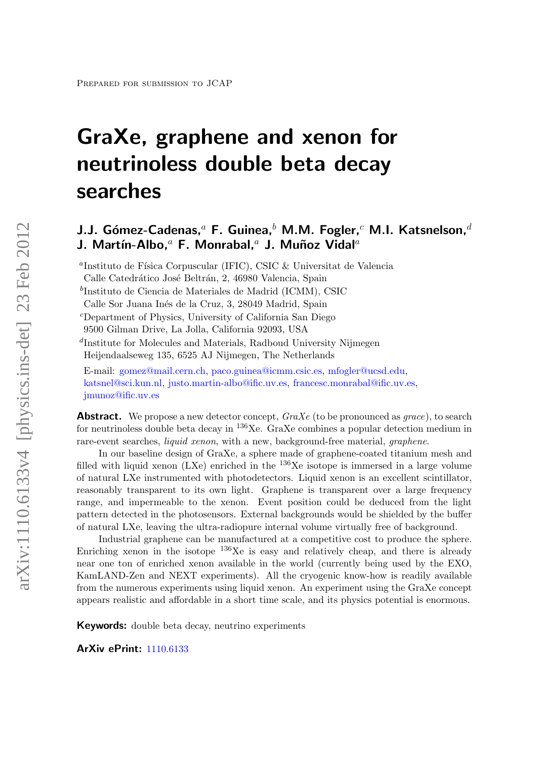Prepared for submission to JCAP

# GraXe, graphene and xenon for neutrinoless double beta decay searches

**J.J. Gómez-Cadenas,[a] F. Guinea,[b] M.M. Fogler,[c] M.I. Katsnelson,[d] J. Martín-Albo,[a] F. Monrabal,[a] J. Muñoz Vidal[a]**

[a]Instituto de Física Corpuscular (IFIC), CSIC & Universitat de Valencia
Calle Catedrático José Beltrán, 2, 46980 Valencia, Spain

[b]Instituto de Ciencia de Materiales de Madrid (ICMM), CSIC
Calle Sor Juana Inés de la Cruz, 3, 28049 Madrid, Spain

[c]Department of Physics, University of California San Diego
9500 Gilman Drive, La Jolla, California 92093, USA

[d]Institute for Molecules and Materials, Radboud University Nijmegen
Heijendaalseweg 135, 6525 AJ Nijmegen, The Netherlands

E-mail: gomez@mail.cern.ch, paco.guinea@icmm.csic.es, mfogler@ucsd.edu, katsnel@sci.kun.nl, justo.martin-albo@ific.uv.es, francesc.monrabal@ific.uv.es, jmunoz@ific.uv.es

**Abstract.** We propose a new detector concept, *GraXe* (to be pronounced as *grace*), to search for neutrinoless double beta decay in $^{136}$Xe. GraXe combines a popular detection medium in rare-event searches, *liquid xenon*, with a new, background-free material, *graphene*.

In our baseline design of GraXe, a sphere made of graphene-coated titanium mesh and filled with liquid xenon (LXe) enriched in the $^{136}$Xe isotope is immersed in a large volume of natural LXe instrumented with photodetectors. Liquid xenon is an excellent scintillator, reasonably transparent to its own light. Graphene is transparent over a large frequency range, and impermeable to the xenon. Event position could be deduced from the light pattern detected in the photosensors. External backgrounds would be shielded by the buffer of natural LXe, leaving the ultra-radiopure internal volume virtually free of background.

Industrial graphene can be manufactured at a competitive cost to produce the sphere. Enriching xenon in the isotope $^{136}$Xe is easy and relatively cheap, and there is already near one ton of enriched xenon available in the world (currently being used by the EXO, KamLAND-Zen and NEXT experiments). All the cryogenic know-how is readily available from the numerous experiments using liquid xenon. An experiment using the GraXe concept appears realistic and affordable in a short time scale, and its physics potential is enormous.

**Keywords:** double beta decay, neutrino experiments

**ArXiv ePrint:** 1110.6133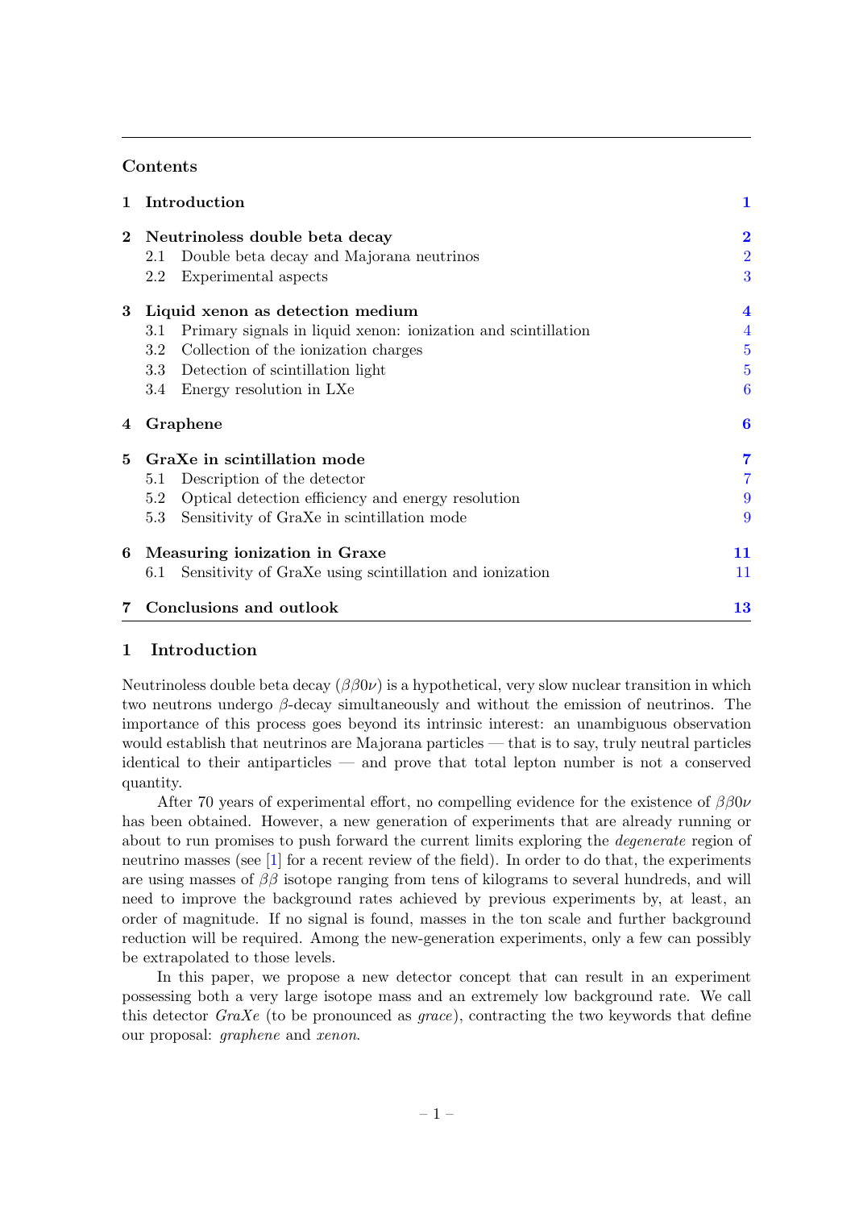## Contents

| | | |
|---|---|---|
| **1** | **Introduction** | **1** |
| **2** | **Neutrinoless double beta decay** | **2** |
| | 2.1 Double beta decay and Majorana neutrinos | 2 |
| | 2.2 Experimental aspects | 3 |
| **3** | **Liquid xenon as detection medium** | **4** |
| | 3.1 Primary signals in liquid xenon: ionization and scintillation | 4 |
| | 3.2 Collection of the ionization charges | 5 |
| | 3.3 Detection of scintillation light | 5 |
| | 3.4 Energy resolution in LXe | 6 |
| **4** | **Graphene** | **6** |
| **5** | **GraXe in scintillation mode** | **7** |
| | 5.1 Description of the detector | 7 |
| | 5.2 Optical detection efficiency and energy resolution | 9 |
| | 5.3 Sensitivity of GraXe in scintillation mode | 9 |
| **6** | **Measuring ionization in Graxe** | **11** |
| | 6.1 Sensitivity of GraXe using scintillation and ionization | 11 |
| **7** | **Conclusions and outlook** | **13** |

# 1 Introduction

Neutrinoless double beta decay ($\beta\beta0\nu$) is a hypothetical, very slow nuclear transition in which two neutrons undergo $\beta$-decay simultaneously and without the emission of neutrinos. The importance of this process goes beyond its intrinsic interest: an unambiguous observation would establish that neutrinos are Majorana particles — that is to say, truly neutral particles identical to their antiparticles — and prove that total lepton number is not a conserved quantity.

After 70 years of experimental effort, no compelling evidence for the existence of $\beta\beta0\nu$ has been obtained. However, a new generation of experiments that are already running or about to run promises to push forward the current limits exploring the *degenerate* region of neutrino masses (see [1] for a recent review of the field). In order to do that, the experiments are using masses of $\beta\beta$ isotope ranging from tens of kilograms to several hundreds, and will need to improve the background rates achieved by previous experiments by, at least, an order of magnitude. If no signal is found, masses in the ton scale and further background reduction will be required. Among the new-generation experiments, only a few can possibly be extrapolated to those levels.

In this paper, we propose a new detector concept that can result in an experiment possessing both a very large isotope mass and an extremely low background rate. We call this detector *GraXe* (to be pronounced as *grace*), contracting the two keywords that define our proposal: *graphene* and *xenon*.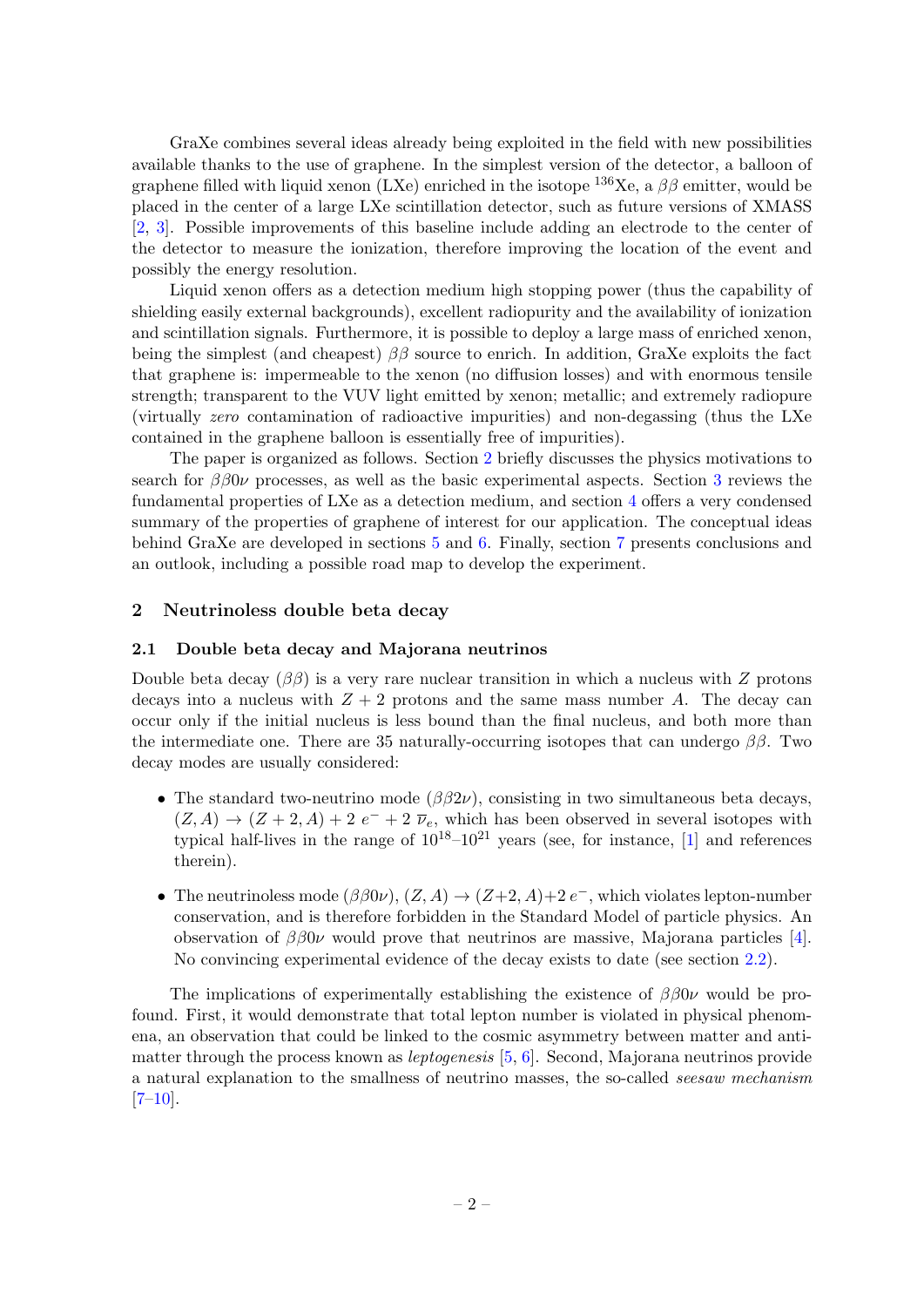GraXe combines several ideas already being exploited in the field with new possibilities available thanks to the use of graphene. In the simplest version of the detector, a balloon of graphene filled with liquid xenon (LXe) enriched in the isotope $^{136}$Xe, a $\beta\beta$ emitter, would be placed in the center of a large LXe scintillation detector, such as future versions of XMASS [2, 3]. Possible improvements of this baseline include adding an electrode to the center of the detector to measure the ionization, therefore improving the location of the event and possibly the energy resolution.

Liquid xenon offers as a detection medium high stopping power (thus the capability of shielding easily external backgrounds), excellent radiopurity and the availability of ionization and scintillation signals. Furthermore, it is possible to deploy a large mass of enriched xenon, being the simplest (and cheapest) $\beta\beta$ source to enrich. In addition, GraXe exploits the fact that graphene is: impermeable to the xenon (no diffusion losses) and with enormous tensile strength; transparent to the VUV light emitted by xenon; metallic; and extremely radiopure (virtually *zero* contamination of radioactive impurities) and non-degassing (thus the LXe contained in the graphene balloon is essentially free of impurities).

The paper is organized as follows. Section 2 briefly discusses the physics motivations to search for $\beta\beta0\nu$ processes, as well as the basic experimental aspects. Section 3 reviews the fundamental properties of LXe as a detection medium, and section 4 offers a very condensed summary of the properties of graphene of interest for our application. The conceptual ideas behind GraXe are developed in sections 5 and 6. Finally, section 7 presents conclusions and an outlook, including a possible road map to develop the experiment.

## 2 Neutrinoless double beta decay

### 2.1 Double beta decay and Majorana neutrinos

Double beta decay ($\beta\beta$) is a very rare nuclear transition in which a nucleus with $Z$ protons decays into a nucleus with $Z + 2$ protons and the same mass number $A$. The decay can occur only if the initial nucleus is less bound than the final nucleus, and both more than the intermediate one. There are 35 naturally-occurring isotopes that can undergo $\beta\beta$. Two decay modes are usually considered:

- The standard two-neutrino mode ($\beta\beta2\nu$), consisting in two simultaneous beta decays, $(Z, A) \rightarrow (Z + 2, A) + 2\ e^- + 2\ \overline{\nu}_e$, which has been observed in several isotopes with typical half-lives in the range of $10^{18}$–$10^{21}$ years (see, for instance, [1] and references therein).
- The neutrinoless mode ($\beta\beta0\nu$), $(Z, A) \rightarrow (Z+2, A)+2\ e^-$, which violates lepton-number conservation, and is therefore forbidden in the Standard Model of particle physics. An observation of $\beta\beta0\nu$ would prove that neutrinos are massive, Majorana particles [4]. No convincing experimental evidence of the decay exists to date (see section 2.2).

The implications of experimentally establishing the existence of $\beta\beta0\nu$ would be profound. First, it would demonstrate that total lepton number is violated in physical phenomena, an observation that could be linked to the cosmic asymmetry between matter and antimatter through the process known as *leptogenesis* [5, 6]. Second, Majorana neutrinos provide a natural explanation to the smallness of neutrino masses, the so-called *seesaw mechanism* [7–10].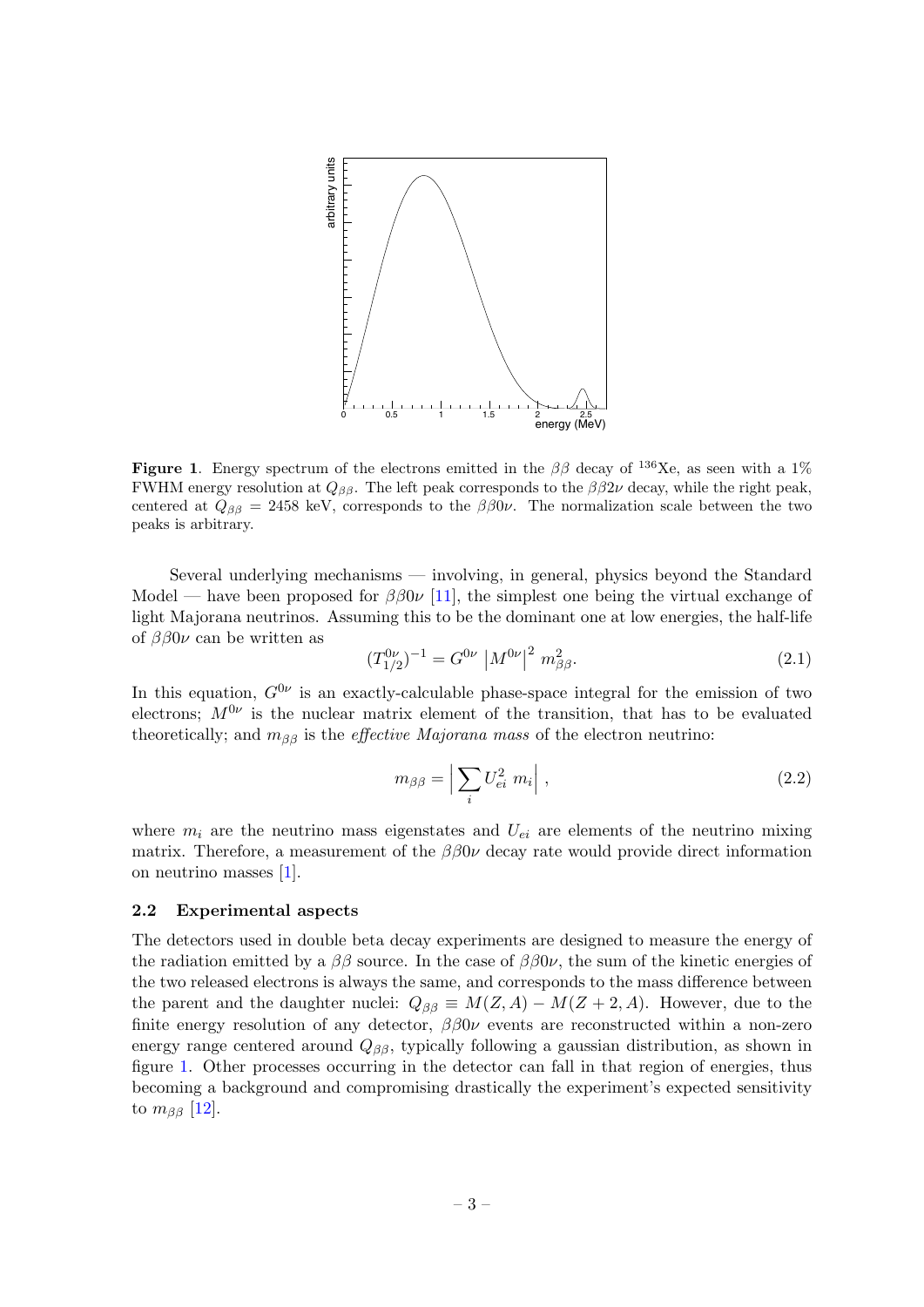**Figure 1**. Energy spectrum of the electrons emitted in the $\beta\beta$ decay of $^{136}$Xe, as seen with a 1% FWHM energy resolution at $Q_{\beta\beta}$. The left peak corresponds to the $\beta\beta2\nu$ decay, while the right peak, centered at $Q_{\beta\beta} = 2458$ keV, corresponds to the $\beta\beta0\nu$. The normalization scale between the two peaks is arbitrary.

Several underlying mechanisms — involving, in general, physics beyond the Standard Model — have been proposed for $\beta\beta0\nu$ [11], the simplest one being the virtual exchange of light Majorana neutrinos. Assuming this to be the dominant one at low energies, the half-life of $\beta\beta0\nu$ can be written as

$$(T_{1/2}^{0\nu})^{-1} = G^{0\nu} \left|M^{0\nu}\right|^2 m_{\beta\beta}^2. \tag{2.1}$$

In this equation, $G^{0\nu}$ is an exactly-calculable phase-space integral for the emission of two electrons; $M^{0\nu}$ is the nuclear matrix element of the transition, that has to be evaluated theoretically; and $m_{\beta\beta}$ is the *effective Majorana mass* of the electron neutrino:

$$m_{\beta\beta} = \left| \sum_i U_{ei}^2 \, m_i \right| , \tag{2.2}$$

where $m_i$ are the neutrino mass eigenstates and $U_{ei}$ are elements of the neutrino mixing matrix. Therefore, a measurement of the $\beta\beta0\nu$ decay rate would provide direct information on neutrino masses [1].

### 2.2 Experimental aspects

The detectors used in double beta decay experiments are designed to measure the energy of the radiation emitted by a $\beta\beta$ source. In the case of $\beta\beta0\nu$, the sum of the kinetic energies of the two released electrons is always the same, and corresponds to the mass difference between the parent and the daughter nuclei: $Q_{\beta\beta} \equiv M(Z, A) - M(Z + 2, A)$. However, due to the finite energy resolution of any detector, $\beta\beta0\nu$ events are reconstructed within a non-zero energy range centered around $Q_{\beta\beta}$, typically following a gaussian distribution, as shown in figure 1. Other processes occurring in the detector can fall in that region of energies, thus becoming a background and compromising drastically the experiment's expected sensitivity to $m_{\beta\beta}$ [12].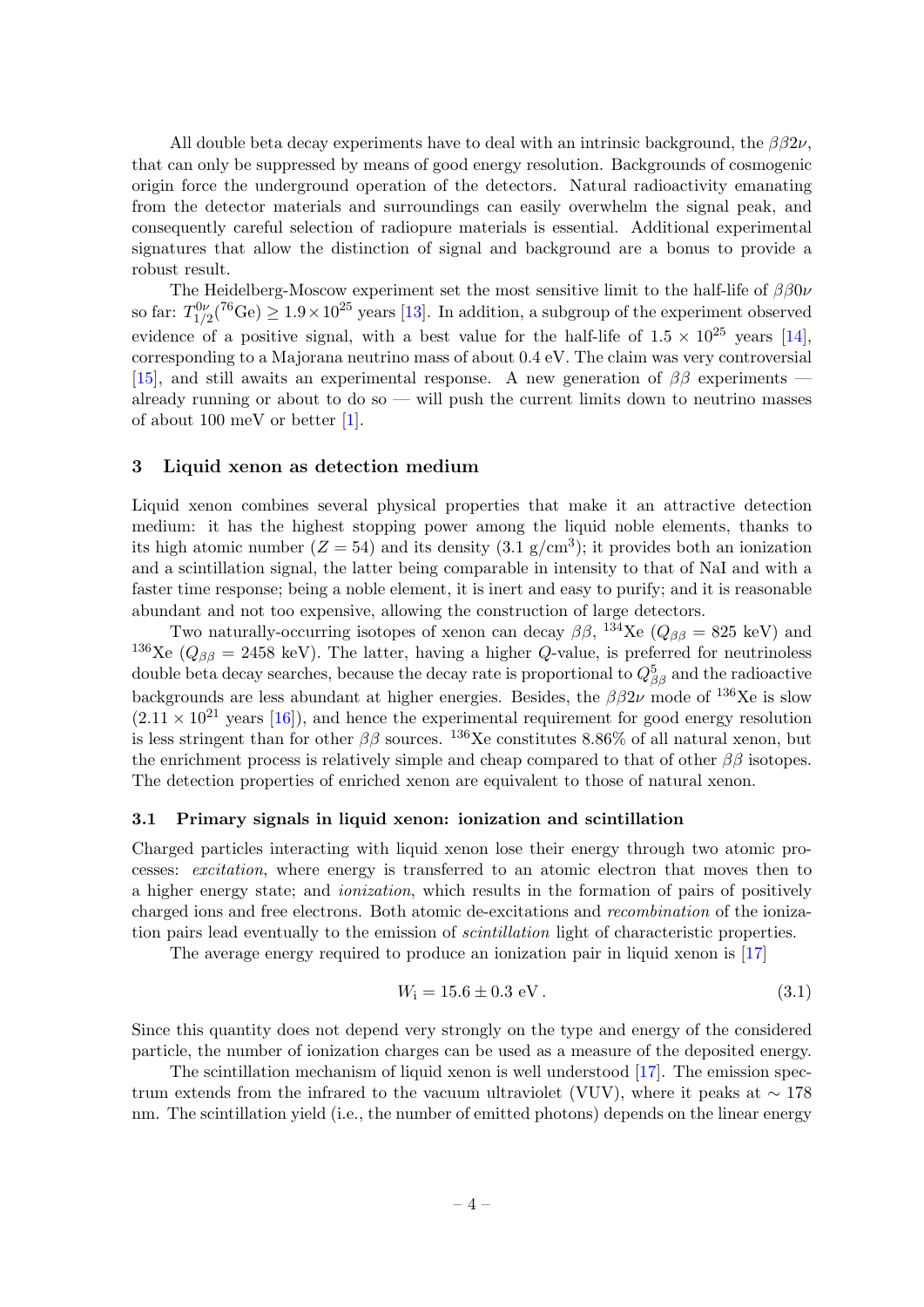All double beta decay experiments have to deal with an intrinsic background, the $\beta\beta2\nu$, that can only be suppressed by means of good energy resolution. Backgrounds of cosmogenic origin force the underground operation of the detectors. Natural radioactivity emanating from the detector materials and surroundings can easily overwhelm the signal peak, and consequently careful selection of radiopure materials is essential. Additional experimental signatures that allow the distinction of signal and background are a bonus to provide a robust result.

The Heidelberg-Moscow experiment set the most sensitive limit to the half-life of $\beta\beta0\nu$ so far: $T_{1/2}^{0\nu}(^{76}\mathrm{Ge}) \geq 1.9 \times 10^{25}$ years [13]. In addition, a subgroup of the experiment observed evidence of a positive signal, with a best value for the half-life of $1.5 \times 10^{25}$ years [14], corresponding to a Majorana neutrino mass of about 0.4 eV. The claim was very controversial [15], and still awaits an experimental response. A new generation of $\beta\beta$ experiments — already running or about to do so — will push the current limits down to neutrino masses of about 100 meV or better [1].

## 3 Liquid xenon as detection medium

Liquid xenon combines several physical properties that make it an attractive detection medium: it has the highest stopping power among the liquid noble elements, thanks to its high atomic number ($Z = 54$) and its density (3.1 g/cm$^3$); it provides both an ionization and a scintillation signal, the latter being comparable in intensity to that of NaI and with a faster time response; being a noble element, it is inert and easy to purify; and it is reasonable abundant and not too expensive, allowing the construction of large detectors.

Two naturally-occurring isotopes of xenon can decay $\beta\beta$, $^{134}$Xe ($Q_{\beta\beta} = 825$ keV) and $^{136}$Xe ($Q_{\beta\beta} = 2458$ keV). The latter, having a higher $Q$-value, is preferred for neutrinoless double beta decay searches, because the decay rate is proportional to $Q_{\beta\beta}^5$ and the radioactive backgrounds are less abundant at higher energies. Besides, the $\beta\beta2\nu$ mode of $^{136}$Xe is slow ($2.11 \times 10^{21}$ years [16]), and hence the experimental requirement for good energy resolution is less stringent than for other $\beta\beta$ sources. $^{136}$Xe constitutes 8.86% of all natural xenon, but the enrichment process is relatively simple and cheap compared to that of other $\beta\beta$ isotopes. The detection properties of enriched xenon are equivalent to those of natural xenon.

### 3.1 Primary signals in liquid xenon: ionization and scintillation

Charged particles interacting with liquid xenon lose their energy through two atomic processes: *excitation*, where energy is transferred to an atomic electron that moves then to a higher energy state; and *ionization*, which results in the formation of pairs of positively charged ions and free electrons. Both atomic de-excitations and *recombination* of the ionization pairs lead eventually to the emission of *scintillation* light of characteristic properties.

The average energy required to produce an ionization pair in liquid xenon is [17]

$$W_\mathrm{i} = 15.6 \pm 0.3 \ \mathrm{eV}\,. \tag{3.1}$$

Since this quantity does not depend very strongly on the type and energy of the considered particle, the number of ionization charges can be used as a measure of the deposited energy.

The scintillation mechanism of liquid xenon is well understood [17]. The emission spectrum extends from the infrared to the vacuum ultraviolet (VUV), where it peaks at $\sim 178$ nm. The scintillation yield (i.e., the number of emitted photons) depends on the linear energy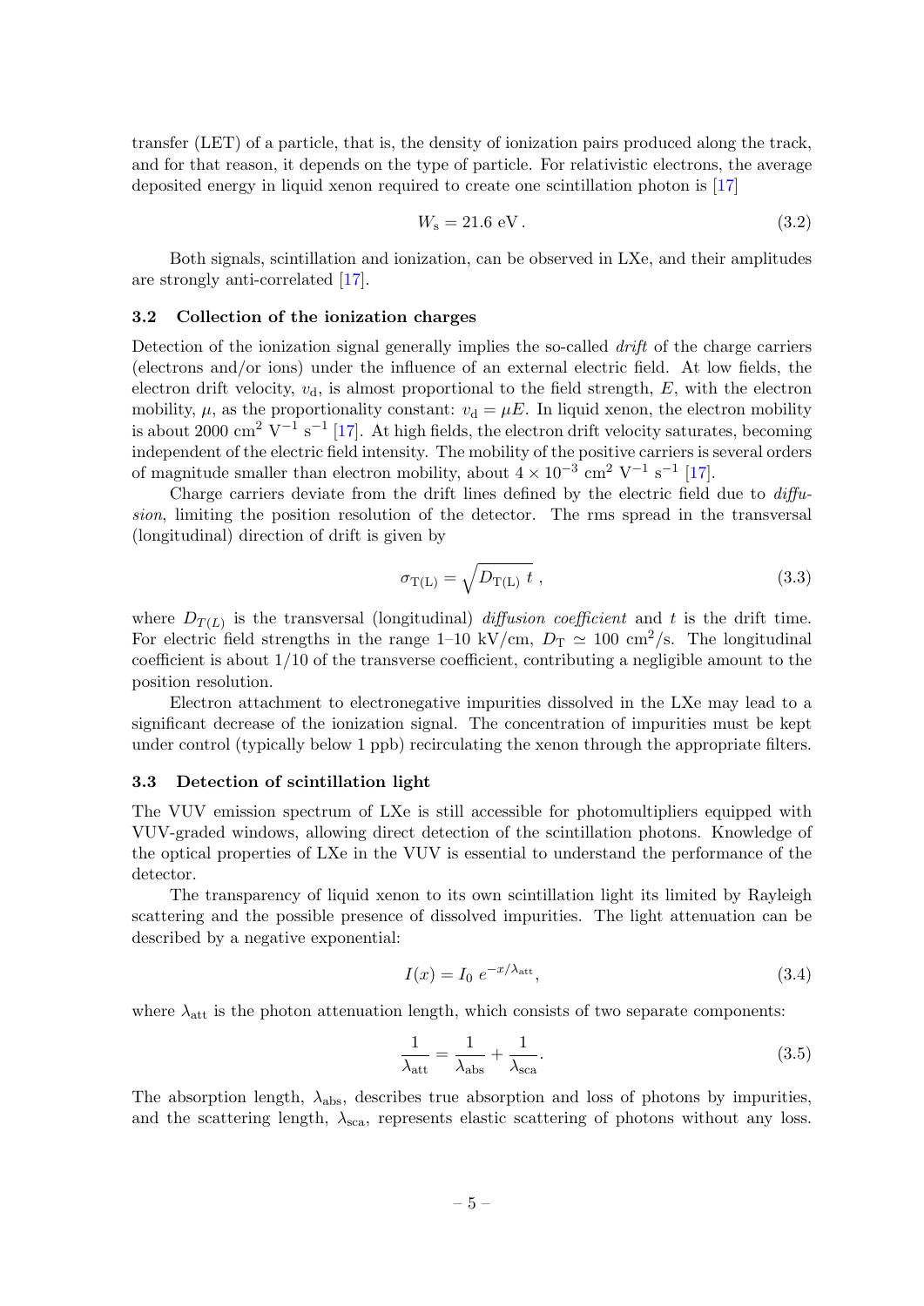transfer (LET) of a particle, that is, the density of ionization pairs produced along the track, and for that reason, it depends on the type of particle. For relativistic electrons, the average deposited energy in liquid xenon required to create one scintillation photon is [17]

$$W_{\mathrm{s}} = 21.6 \text{ eV}\,. \tag{3.2}$$

Both signals, scintillation and ionization, can be observed in LXe, and their amplitudes are strongly anti-correlated [17].

### 3.2 Collection of the ionization charges

Detection of the ionization signal generally implies the so-called *drift* of the charge carriers (electrons and/or ions) under the influence of an external electric field. At low fields, the electron drift velocity, $v_{\mathrm{d}}$, is almost proportional to the field strength, $E$, with the electron mobility, $\mu$, as the proportionality constant: $v_{\mathrm{d}} = \mu E$. In liquid xenon, the electron mobility is about 2000 $\mathrm{cm}^2\ \mathrm{V}^{-1}\ \mathrm{s}^{-1}$ [17]. At high fields, the electron drift velocity saturates, becoming independent of the electric field intensity. The mobility of the positive carriers is several orders of magnitude smaller than electron mobility, about $4 \times 10^{-3}\ \mathrm{cm}^2\ \mathrm{V}^{-1}\ \mathrm{s}^{-1}$ [17].

Charge carriers deviate from the drift lines defined by the electric field due to *diffusion*, limiting the position resolution of the detector. The rms spread in the transversal (longitudinal) direction of drift is given by

$$\sigma_{\mathrm{T(L)}} = \sqrt{D_{\mathrm{T(L)}}\ t}\ , \tag{3.3}$$

where $D_{T(L)}$ is the transversal (longitudinal) *diffusion coefficient* and $t$ is the drift time. For electric field strengths in the range 1–10 kV/cm, $D_{\mathrm{T}} \simeq 100\ \mathrm{cm}^2/\mathrm{s}$. The longitudinal coefficient is about 1/10 of the transverse coefficient, contributing a negligible amount to the position resolution.

Electron attachment to electronegative impurities dissolved in the LXe may lead to a significant decrease of the ionization signal. The concentration of impurities must be kept under control (typically below 1 ppb) recirculating the xenon through the appropriate filters.

### 3.3 Detection of scintillation light

The VUV emission spectrum of LXe is still accessible for photomultipliers equipped with VUV-graded windows, allowing direct detection of the scintillation photons. Knowledge of the optical properties of LXe in the VUV is essential to understand the performance of the detector.

The transparency of liquid xenon to its own scintillation light its limited by Rayleigh scattering and the possible presence of dissolved impurities. The light attenuation can be described by a negative exponential:

$$I(x) = I_0\ e^{-x/\lambda_{\mathrm{att}}}, \tag{3.4}$$

where $\lambda_{\mathrm{att}}$ is the photon attenuation length, which consists of two separate components:

$$\frac{1}{\lambda_{\mathrm{att}}} = \frac{1}{\lambda_{\mathrm{abs}}} + \frac{1}{\lambda_{\mathrm{sca}}}. \tag{3.5}$$

The absorption length, $\lambda_{\mathrm{abs}}$, describes true absorption and loss of photons by impurities, and the scattering length, $\lambda_{\mathrm{sca}}$, represents elastic scattering of photons without any loss.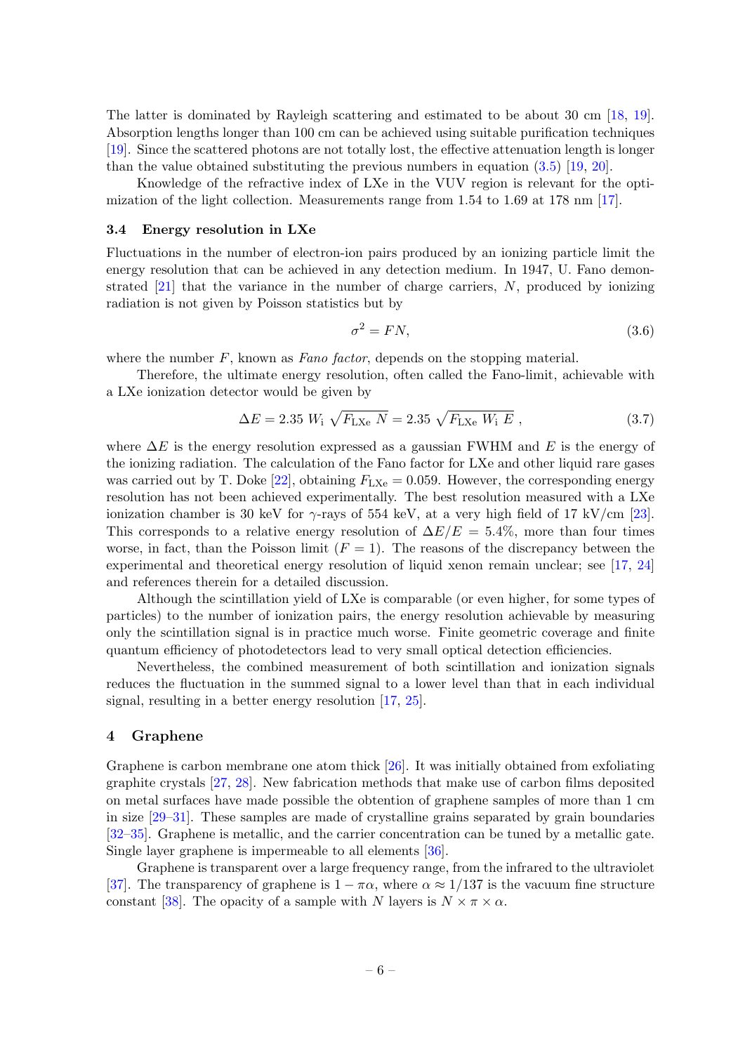The latter is dominated by Rayleigh scattering and estimated to be about 30 cm [18, 19]. Absorption lengths longer than 100 cm can be achieved using suitable purification techniques [19]. Since the scattered photons are not totally lost, the effective attenuation length is longer than the value obtained substituting the previous numbers in equation (3.5) [19, 20].

Knowledge of the refractive index of LXe in the VUV region is relevant for the optimization of the light collection. Measurements range from 1.54 to 1.69 at 178 nm [17].

### 3.4 Energy resolution in LXe

Fluctuations in the number of electron-ion pairs produced by an ionizing particle limit the energy resolution that can be achieved in any detection medium. In 1947, U. Fano demonstrated [21] that the variance in the number of charge carriers, $N$, produced by ionizing radiation is not given by Poisson statistics but by

$$\sigma^2 = FN, \tag{3.6}$$

where the number $F$, known as *Fano factor*, depends on the stopping material.

Therefore, the ultimate energy resolution, often called the Fano-limit, achievable with a LXe ionization detector would be given by

$$\Delta E = 2.35\ W_{\mathrm{i}}\ \sqrt{F_{\mathrm{LXe}}\ N} = 2.35\ \sqrt{F_{\mathrm{LXe}}\ W_{\mathrm{i}}\ E}\ , \tag{3.7}$$

where $\Delta E$ is the energy resolution expressed as a gaussian FWHM and $E$ is the energy of the ionizing radiation. The calculation of the Fano factor for LXe and other liquid rare gases was carried out by T. Doke [22], obtaining $F_{\mathrm{LXe}} = 0.059$. However, the corresponding energy resolution has not been achieved experimentally. The best resolution measured with a LXe ionization chamber is 30 keV for $\gamma$-rays of 554 keV, at a very high field of 17 kV/cm [23]. This corresponds to a relative energy resolution of $\Delta E/E = 5.4\%$, more than four times worse, in fact, than the Poisson limit ($F = 1$). The reasons of the discrepancy between the experimental and theoretical energy resolution of liquid xenon remain unclear; see [17, 24] and references therein for a detailed discussion.

Although the scintillation yield of LXe is comparable (or even higher, for some types of particles) to the number of ionization pairs, the energy resolution achievable by measuring only the scintillation signal is in practice much worse. Finite geometric coverage and finite quantum efficiency of photodetectors lead to very small optical detection efficiencies.

Nevertheless, the combined measurement of both scintillation and ionization signals reduces the fluctuation in the summed signal to a lower level than that in each individual signal, resulting in a better energy resolution [17, 25].

## 4 Graphene

Graphene is carbon membrane one atom thick [26]. It was initially obtained from exfoliating graphite crystals [27, 28]. New fabrication methods that make use of carbon films deposited on metal surfaces have made possible the obtention of graphene samples of more than 1 cm in size [29–31]. These samples are made of crystalline grains separated by grain boundaries [32–35]. Graphene is metallic, and the carrier concentration can be tuned by a metallic gate. Single layer graphene is impermeable to all elements [36].

Graphene is transparent over a large frequency range, from the infrared to the ultraviolet [37]. The transparency of graphene is $1 - \pi\alpha$, where $\alpha \approx 1/137$ is the vacuum fine structure constant [38]. The opacity of a sample with $N$ layers is $N \times \pi \times \alpha$.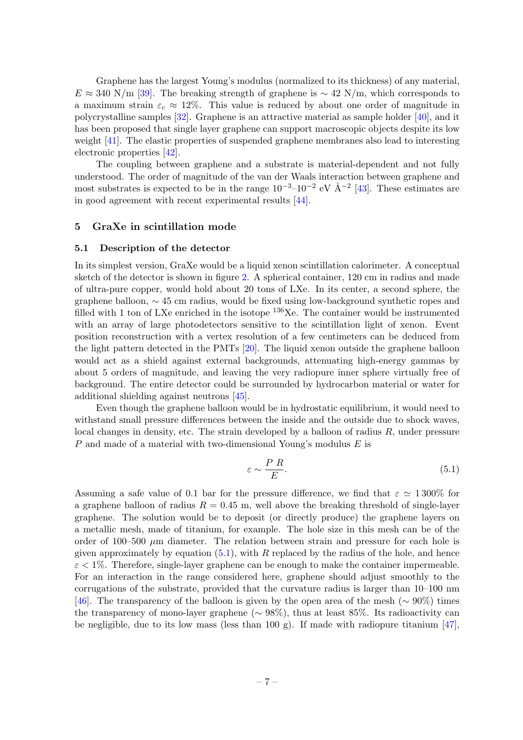Graphene has the largest Young's modulus (normalized to its thickness) of any material, $E \approx 340$ N/m [39]. The breaking strength of graphene is $\sim 42$ N/m, which corresponds to a maximum strain $\varepsilon_c \approx 12\%$. This value is reduced by about one order of magnitude in polycrystalline samples [32]. Graphene is an attractive material as sample holder [40], and it has been proposed that single layer graphene can support macroscopic objects despite its low weight [41]. The elastic properties of suspended graphene membranes also lead to interesting electronic properties [42].

The coupling between graphene and a substrate is material-dependent and not fully understood. The order of magnitude of the van der Waals interaction between graphene and most substrates is expected to be in the range $10^{-3}$–$10^{-2}$ eV Å$^{-2}$ [43]. These estimates are in good agreement with recent experimental results [44].

## 5 GraXe in scintillation mode

### 5.1 Description of the detector

In its simplest version, GraXe would be a liquid xenon scintillation calorimeter. A conceptual sketch of the detector is shown in figure 2. A spherical container, 120 cm in radius and made of ultra-pure copper, would hold about 20 tons of LXe. In its center, a second sphere, the graphene balloon, $\sim 45$ cm radius, would be fixed using low-background synthetic ropes and filled with 1 ton of LXe enriched in the isotope $^{136}$Xe. The container would be instrumented with an array of large photodetectors sensitive to the scintillation light of xenon. Event position reconstruction with a vertex resolution of a few centimeters can be deduced from the light pattern detected in the PMTs [20]. The liquid xenon outside the graphene balloon would act as a shield against external backgrounds, attenuating high-energy gammas by about 5 orders of magnitude, and leaving the very radiopure inner sphere virtually free of background. The entire detector could be surrounded by hydrocarbon material or water for additional shielding against neutrons [45].

Even though the graphene balloon would be in hydrostatic equilibrium, it would need to withstand small pressure differences between the inside and the outside due to shock waves, local changes in density, etc. The strain developed by a balloon of radius $R$, under pressure $P$ and made of a material with two-dimensional Young's modulus $E$ is

$$\varepsilon \sim \frac{P\,R}{E}. \tag{5.1}$$

Assuming a safe value of 0.1 bar for the pressure difference, we find that $\varepsilon \simeq 1\,300\%$ for a graphene balloon of radius $R = 0.45$ m, well above the breaking threshold of single-layer graphene. The solution would be to deposit (or directly produce) the graphene layers on a metallic mesh, made of titanium, for example. The hole size in this mesh can be of the order of 100–500 $\mu$m diameter. The relation between strain and pressure for each hole is given approximately by equation (5.1), with $R$ replaced by the radius of the hole, and hence $\varepsilon < 1\%$. Therefore, single-layer graphene can be enough to make the container impermeable. For an interaction in the range considered here, graphene should adjust smoothly to the corrugations of the substrate, provided that the curvature radius is larger than 10–100 nm [46]. The transparency of the balloon is given by the open area of the mesh ($\sim 90\%$) times the transparency of mono-layer graphene ($\sim 98\%$), thus at least 85%. Its radioactivity can be negligible, due to its low mass (less than 100 g). If made with radiopure titanium [47],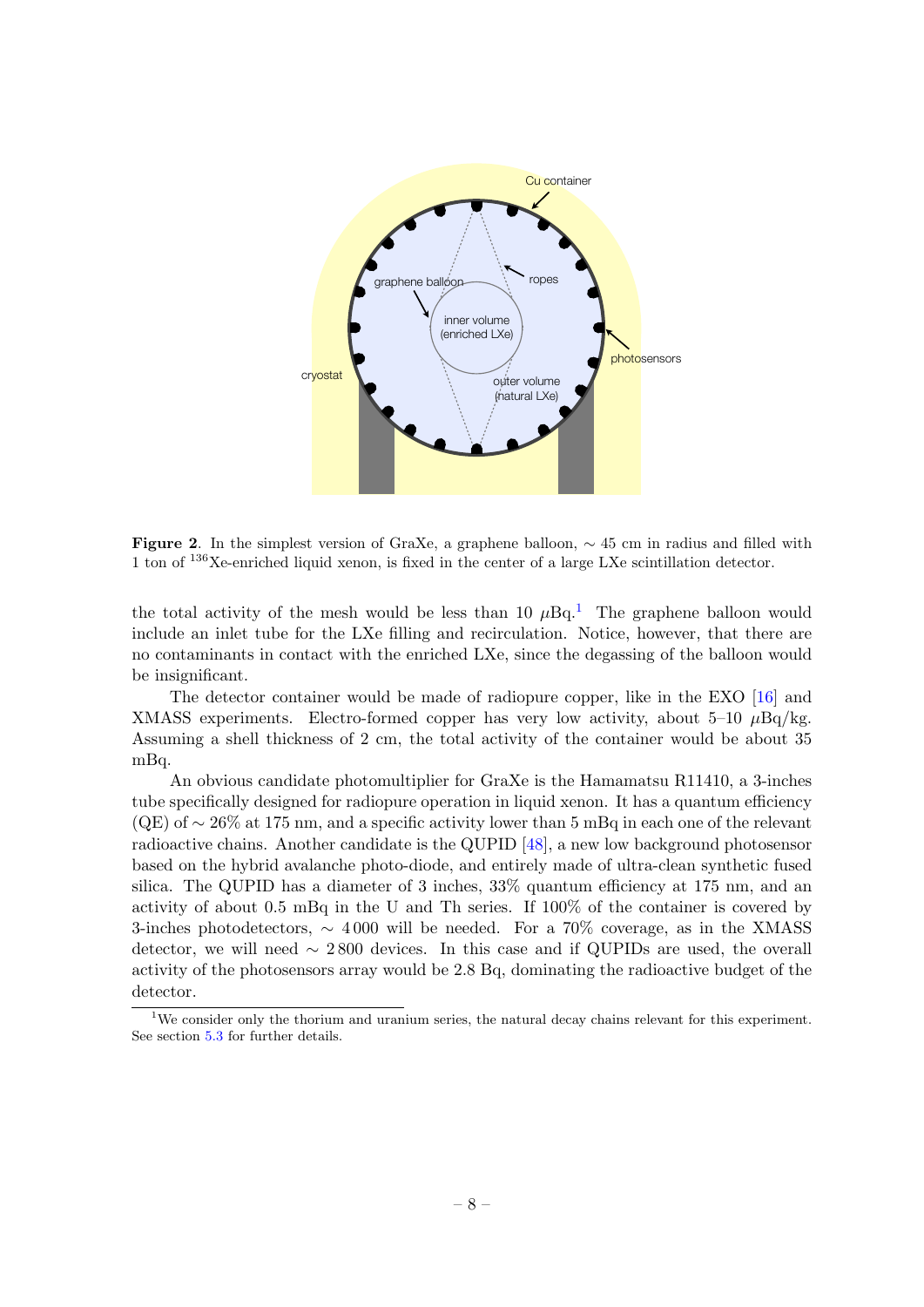**Figure 2**. In the simplest version of GraXe, a graphene balloon, $\sim$ 45 cm in radius and filled with 1 ton of $^{136}$Xe-enriched liquid xenon, is fixed in the center of a large LXe scintillation detector.

the total activity of the mesh would be less than 10 $\mu$Bq.[1] The graphene balloon would include an inlet tube for the LXe filling and recirculation. Notice, however, that there are no contaminants in contact with the enriched LXe, since the degassing of the balloon would be insignificant.

The detector container would be made of radiopure copper, like in the EXO [16] and XMASS experiments. Electro-formed copper has very low activity, about 5–10 $\mu$Bq/kg. Assuming a shell thickness of 2 cm, the total activity of the container would be about 35 mBq.

An obvious candidate photomultiplier for GraXe is the Hamamatsu R11410, a 3-inches tube specifically designed for radiopure operation in liquid xenon. It has a quantum efficiency (QE) of $\sim$ 26% at 175 nm, and a specific activity lower than 5 mBq in each one of the relevant radioactive chains. Another candidate is the QUPID [48], a new low background photosensor based on the hybrid avalanche photo-diode, and entirely made of ultra-clean synthetic fused silica. The QUPID has a diameter of 3 inches, 33% quantum efficiency at 175 nm, and an activity of about 0.5 mBq in the U and Th series. If 100% of the container is covered by 3-inches photodetectors, $\sim$ 4 000 will be needed. For a 70% coverage, as in the XMASS detector, we will need $\sim$ 2 800 devices. In this case and if QUPIDs are used, the overall activity of the photosensors array would be 2.8 Bq, dominating the radioactive budget of the detector.

[1] We consider only the thorium and uranium series, the natural decay chains relevant for this experiment. See section 5.3 for further details.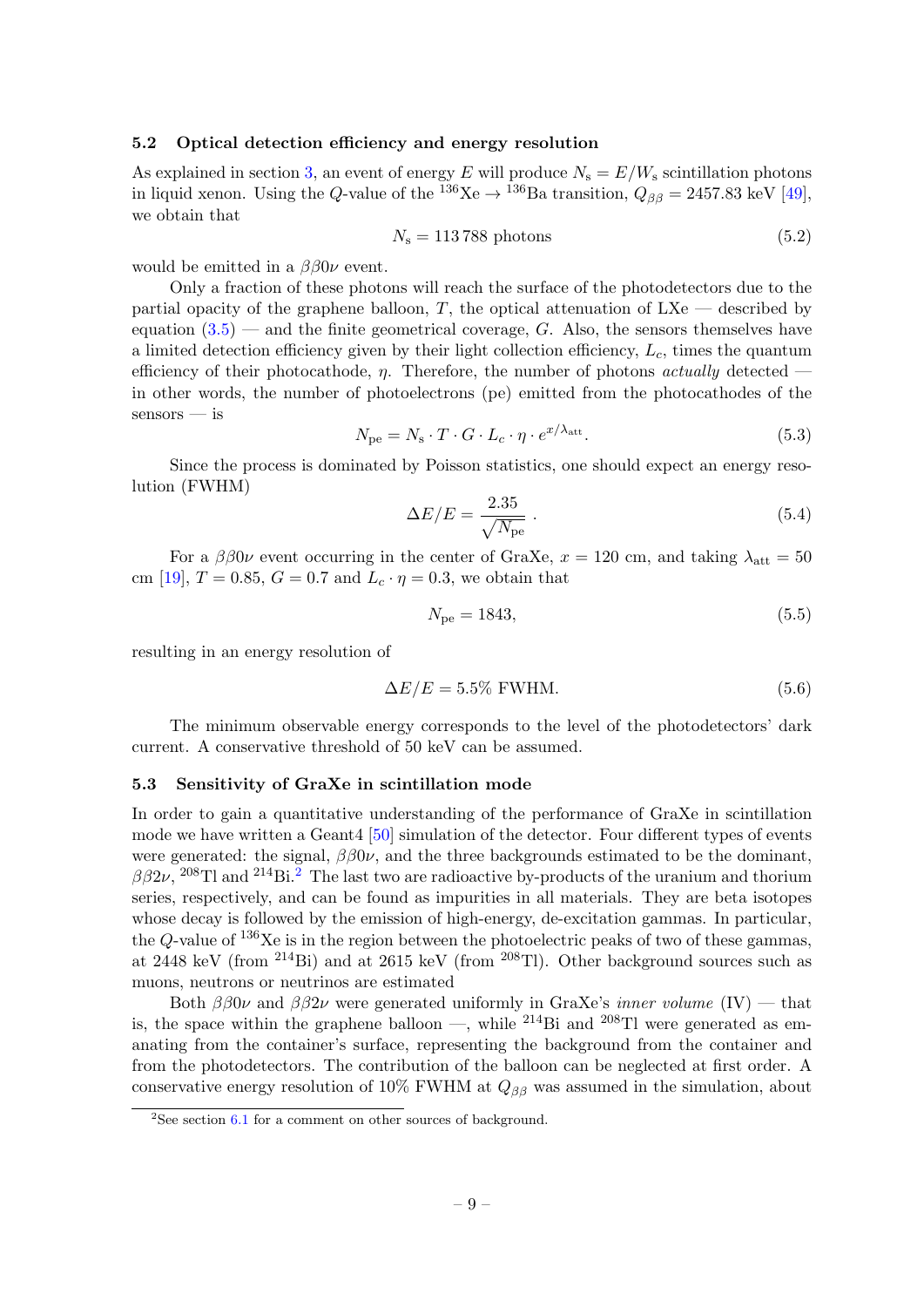### 5.2 Optical detection efficiency and energy resolution

As explained in section 3, an event of energy $E$ will produce $N_{\rm s} = E/W_{\rm s}$ scintillation photons in liquid xenon. Using the $Q$-value of the $^{136}$Xe $\to$ $^{136}$Ba transition, $Q_{\beta\beta} = 2457.83$ keV [49], we obtain that

$$N_{\rm s} = 113\,788 \text{ photons} \tag{5.2}$$

would be emitted in a $\beta\beta0\nu$ event.

Only a fraction of these photons will reach the surface of the photodetectors due to the partial opacity of the graphene balloon, $T$, the optical attenuation of LXe — described by equation (3.5) — and the finite geometrical coverage, $G$. Also, the sensors themselves have a limited detection efficiency given by their light collection efficiency, $L_c$, times the quantum efficiency of their photocathode, $\eta$. Therefore, the number of photons *actually* detected — in other words, the number of photoelectrons (pe) emitted from the photocathodes of the sensors — is

$$N_{\rm pe} = N_{\rm s} \cdot T \cdot G \cdot L_c \cdot \eta \cdot e^{x/\lambda_{\rm att}}. \tag{5.3}$$

Since the process is dominated by Poisson statistics, one should expect an energy resolution (FWHM)

$$\Delta E/E = \frac{2.35}{\sqrt{N_{\rm pe}}}\,. \tag{5.4}$$

For a $\beta\beta0\nu$ event occurring in the center of GraXe, $x = 120$ cm, and taking $\lambda_{\rm att} = 50$ cm [19], $T = 0.85$, $G = 0.7$ and $L_c \cdot \eta = 0.3$, we obtain that

$$N_{\rm pe} = 1843, \tag{5.5}$$

resulting in an energy resolution of

$$\Delta E/E = 5.5\% \text{ FWHM}. \tag{5.6}$$

The minimum observable energy corresponds to the level of the photodetectors' dark current. A conservative threshold of 50 keV can be assumed.

### 5.3 Sensitivity of GraXe in scintillation mode

In order to gain a quantitative understanding of the performance of GraXe in scintillation mode we have written a Geant4 [50] simulation of the detector. Four different types of events were generated: the signal, $\beta\beta0\nu$, and the three backgrounds estimated to be the dominant, $\beta\beta2\nu$, $^{208}$Tl and $^{214}$Bi.[2] The last two are radioactive by-products of the uranium and thorium series, respectively, and can be found as impurities in all materials. They are beta isotopes whose decay is followed by the emission of high-energy, de-excitation gammas. In particular, the $Q$-value of $^{136}$Xe is in the region between the photoelectric peaks of two of these gammas, at 2448 keV (from $^{214}$Bi) and at 2615 keV (from $^{208}$Tl). Other background sources such as muons, neutrons or neutrinos are estimated

Both $\beta\beta0\nu$ and $\beta\beta2\nu$ were generated uniformly in GraXe's *inner volume* (IV) — that is, the space within the graphene balloon —, while $^{214}$Bi and $^{208}$Tl were generated as emanating from the container's surface, representing the background from the container and from the photodetectors. The contribution of the balloon can be neglected at first order. A conservative energy resolution of 10% FWHM at $Q_{\beta\beta}$ was assumed in the simulation, about

[2] See section 6.1 for a comment on other sources of background.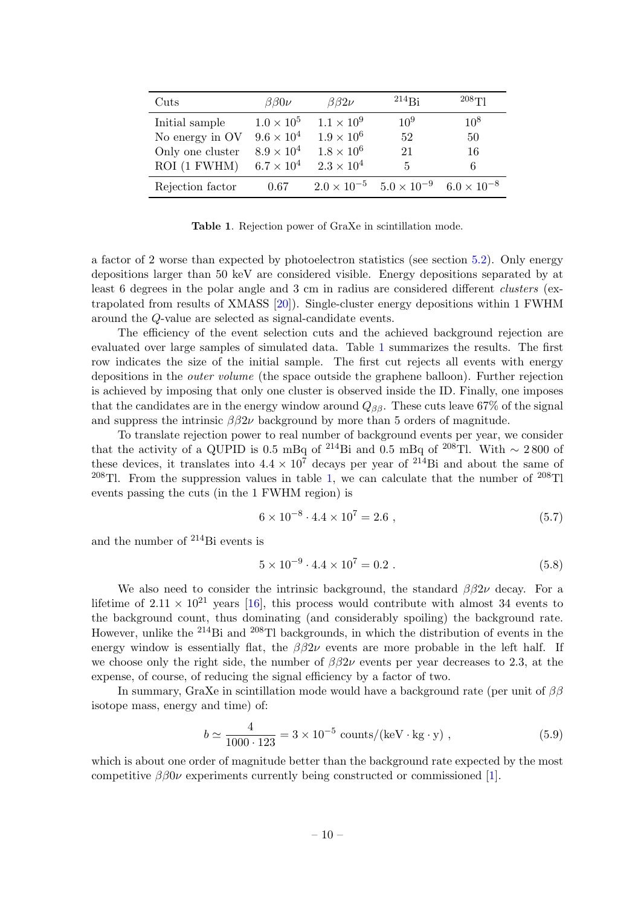| Cuts | $\beta\beta0\nu$ | $\beta\beta2\nu$ | $^{214}$Bi | $^{208}$Tl |
|---|---|---|---|---|
| Initial sample | $1.0 \times 10^{5}$ | $1.1 \times 10^{9}$ | $10^{9}$ | $10^{8}$ |
| No energy in OV | $9.6 \times 10^{4}$ | $1.9 \times 10^{6}$ | 52 | 50 |
| Only one cluster | $8.9 \times 10^{4}$ | $1.8 \times 10^{6}$ | 21 | 16 |
| ROI (1 FWHM) | $6.7 \times 10^{4}$ | $2.3 \times 10^{4}$ | 5 | 6 |
| Rejection factor | 0.67 | $2.0 \times 10^{-5}$ | $5.0 \times 10^{-9}$ | $6.0 \times 10^{-8}$ |

**Table 1**. Rejection power of GraXe in scintillation mode.

a factor of 2 worse than expected by photoelectron statistics (see section 5.2). Only energy depositions larger than 50 keV are considered visible. Energy depositions separated by at least 6 degrees in the polar angle and 3 cm in radius are considered different *clusters* (extrapolated from results of XMASS [20]). Single-cluster energy depositions within 1 FWHM around the $Q$-value are selected as signal-candidate events.

The efficiency of the event selection cuts and the achieved background rejection are evaluated over large samples of simulated data. Table 1 summarizes the results. The first row indicates the size of the initial sample. The first cut rejects all events with energy depositions in the *outer volume* (the space outside the graphene balloon). Further rejection is achieved by imposing that only one cluster is observed inside the ID. Finally, one imposes that the candidates are in the energy window around $Q_{\beta\beta}$. These cuts leave 67% of the signal and suppress the intrinsic $\beta\beta2\nu$ background by more than 5 orders of magnitude.

To translate rejection power to real number of background events per year, we consider that the activity of a QUPID is 0.5 mBq of $^{214}$Bi and 0.5 mBq of $^{208}$Tl. With $\sim 2\,800$ of these devices, it translates into $4.4 \times 10^{7}$ decays per year of $^{214}$Bi and about the same of $^{208}$Tl. From the suppression values in table 1, we can calculate that the number of $^{208}$Tl events passing the cuts (in the 1 FWHM region) is

$$6 \times 10^{-8} \cdot 4.4 \times 10^{7} = 2.6 \,, \tag{5.7}$$

and the number of $^{214}$Bi events is

$$5 \times 10^{-9} \cdot 4.4 \times 10^{7} = 0.2 \,. \tag{5.8}$$

We also need to consider the intrinsic background, the standard $\beta\beta2\nu$ decay. For a lifetime of $2.11 \times 10^{21}$ years [16], this process would contribute with almost 34 events to the background count, thus dominating (and considerably spoiling) the background rate. However, unlike the $^{214}$Bi and $^{208}$Tl backgrounds, in which the distribution of events in the energy window is essentially flat, the $\beta\beta2\nu$ events are more probable in the left half. If we choose only the right side, the number of $\beta\beta2\nu$ events per year decreases to 2.3, at the expense, of course, of reducing the signal efficiency by a factor of two.

In summary, GraXe in scintillation mode would have a background rate (per unit of $\beta\beta$ isotope mass, energy and time) of:

$$b \simeq \frac{4}{1000 \cdot 123} = 3 \times 10^{-5} \text{ counts/(keV} \cdot \text{kg} \cdot \text{y)} \,, \tag{5.9}$$

which is about one order of magnitude better than the background rate expected by the most competitive $\beta\beta0\nu$ experiments currently being constructed or commissioned [1].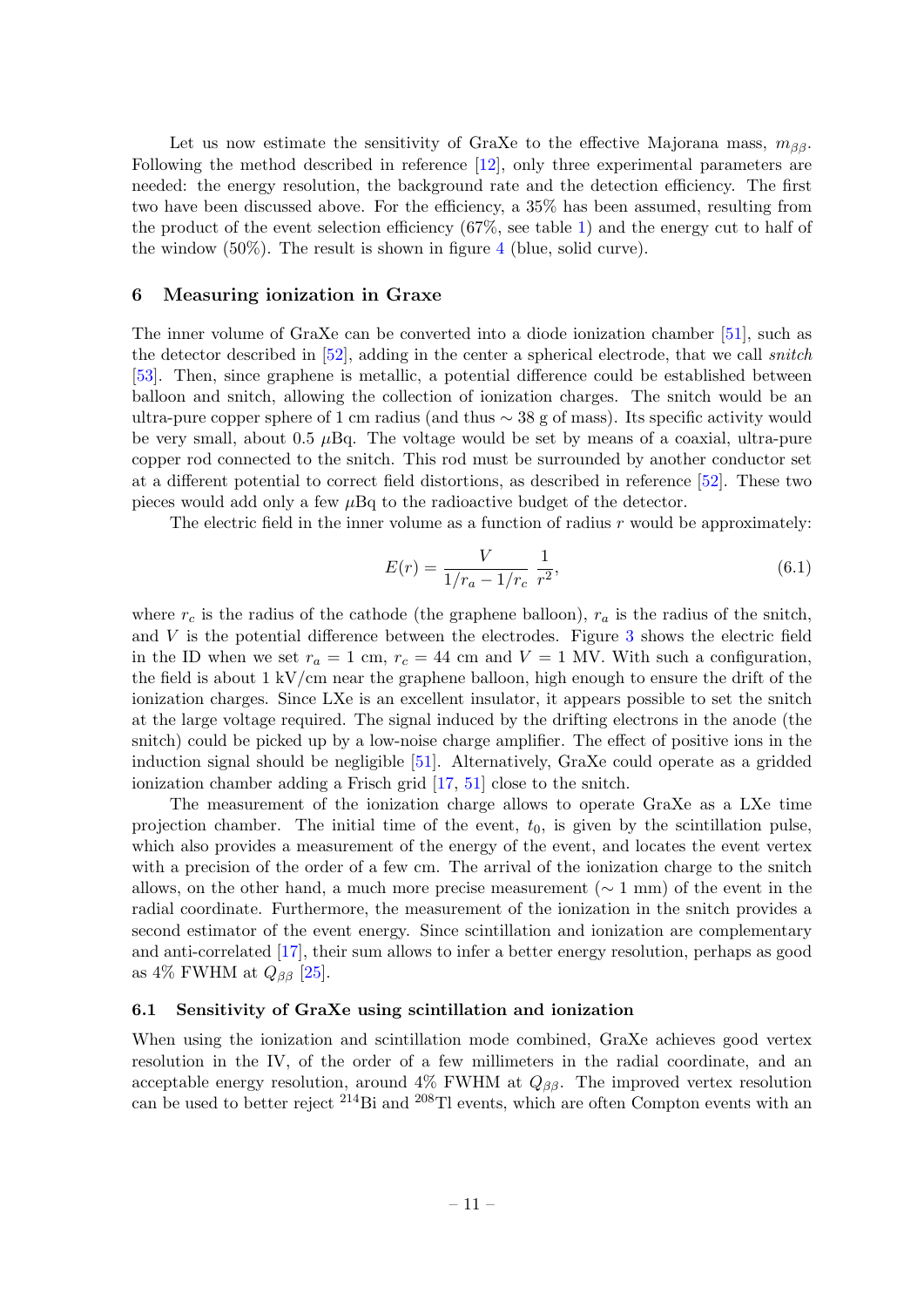Let us now estimate the sensitivity of GraXe to the effective Majorana mass, $m_{\beta\beta}$. Following the method described in reference [12], only three experimental parameters are needed: the energy resolution, the background rate and the detection efficiency. The first two have been discussed above. For the efficiency, a 35% has been assumed, resulting from the product of the event selection efficiency (67%, see table 1) and the energy cut to half of the window (50%). The result is shown in figure 4 (blue, solid curve).

## 6 Measuring ionization in Graxe

The inner volume of GraXe can be converted into a diode ionization chamber [51], such as the detector described in [52], adding in the center a spherical electrode, that we call *snitch* [53]. Then, since graphene is metallic, a potential difference could be established between balloon and snitch, allowing the collection of ionization charges. The snitch would be an ultra-pure copper sphere of 1 cm radius (and thus $\sim 38$ g of mass). Its specific activity would be very small, about 0.5 $\mu$Bq. The voltage would be set by means of a coaxial, ultra-pure copper rod connected to the snitch. This rod must be surrounded by another conductor set at a different potential to correct field distortions, as described in reference [52]. These two pieces would add only a few $\mu$Bq to the radioactive budget of the detector.

The electric field in the inner volume as a function of radius $r$ would be approximately:

$$E(r) = \frac{V}{1/r_a - 1/r_c}\,\frac{1}{r^2}, \tag{6.1}$$

where $r_c$ is the radius of the cathode (the graphene balloon), $r_a$ is the radius of the snitch, and $V$ is the potential difference between the electrodes. Figure 3 shows the electric field in the ID when we set $r_a = 1$ cm, $r_c = 44$ cm and $V = 1$ MV. With such a configuration, the field is about 1 kV/cm near the graphene balloon, high enough to ensure the drift of the ionization charges. Since LXe is an excellent insulator, it appears possible to set the snitch at the large voltage required. The signal induced by the drifting electrons in the anode (the snitch) could be picked up by a low-noise charge amplifier. The effect of positive ions in the induction signal should be negligible [51]. Alternatively, GraXe could operate as a gridded ionization chamber adding a Frisch grid [17, 51] close to the snitch.

The measurement of the ionization charge allows to operate GraXe as a LXe time projection chamber. The initial time of the event, $t_0$, is given by the scintillation pulse, which also provides a measurement of the energy of the event, and locates the event vertex with a precision of the order of a few cm. The arrival of the ionization charge to the snitch allows, on the other hand, a much more precise measurement ($\sim 1$ mm) of the event in the radial coordinate. Furthermore, the measurement of the ionization in the snitch provides a second estimator of the event energy. Since scintillation and ionization are complementary and anti-correlated [17], their sum allows to infer a better energy resolution, perhaps as good as 4% FWHM at $Q_{\beta\beta}$ [25].

### 6.1 Sensitivity of GraXe using scintillation and ionization

When using the ionization and scintillation mode combined, GraXe achieves good vertex resolution in the IV, of the order of a few millimeters in the radial coordinate, and an acceptable energy resolution, around 4% FWHM at $Q_{\beta\beta}$. The improved vertex resolution can be used to better reject $^{214}$Bi and $^{208}$Tl events, which are often Compton events with an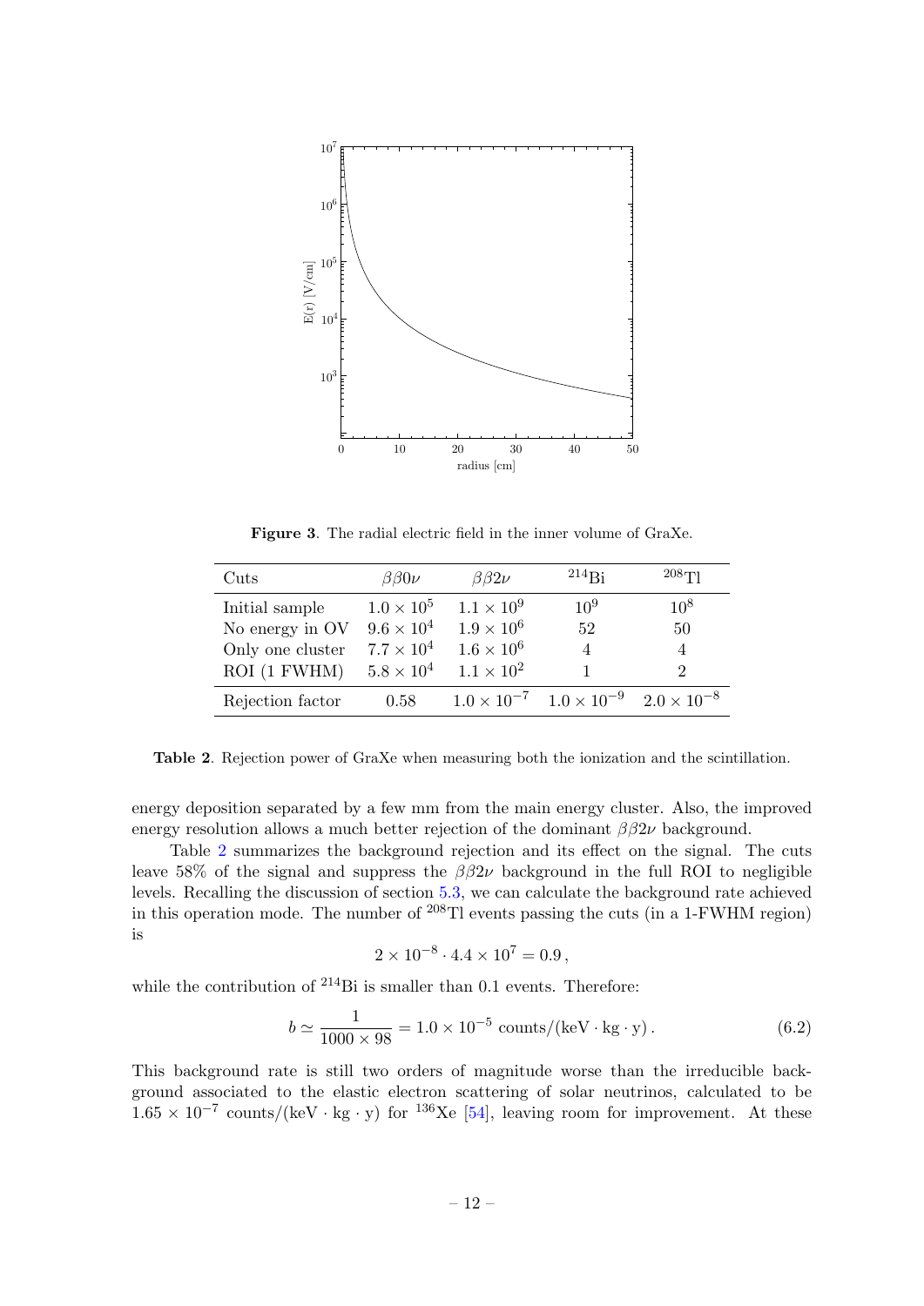**Figure 3**. The radial electric field in the inner volume of GraXe.

| Cuts | $\beta\beta0\nu$ | $\beta\beta2\nu$ | $^{214}$Bi | $^{208}$Tl |
|---|---|---|---|---|
| Initial sample | $1.0 \times 10^5$ | $1.1 \times 10^9$ | $10^9$ | $10^8$ |
| No energy in OV | $9.6 \times 10^4$ | $1.9 \times 10^6$ | 52 | 50 |
| Only one cluster | $7.7 \times 10^4$ | $1.6 \times 10^6$ | 4 | 4 |
| ROI (1 FWHM) | $5.8 \times 10^4$ | $1.1 \times 10^2$ | 1 | 2 |
| Rejection factor | 0.58 | $1.0 \times 10^{-7}$ | $1.0 \times 10^{-9}$ | $2.0 \times 10^{-8}$ |

**Table 2**. Rejection power of GraXe when measuring both the ionization and the scintillation.

energy deposition separated by a few mm from the main energy cluster. Also, the improved energy resolution allows a much better rejection of the dominant $\beta\beta2\nu$ background.

Table 2 summarizes the background rejection and its effect on the signal. The cuts leave 58% of the signal and suppress the $\beta\beta2\nu$ background in the full ROI to negligible levels. Recalling the discussion of section 5.3, we can calculate the background rate achieved in this operation mode. The number of $^{208}$Tl events passing the cuts (in a 1-FWHM region) is

$$2 \times 10^{-8} \cdot 4.4 \times 10^7 = 0.9\,,$$

while the contribution of $^{214}$Bi is smaller than 0.1 events. Therefore:

$$b \simeq \frac{1}{1000 \times 98} = 1.0 \times 10^{-5}\ \text{counts/(keV} \cdot \text{kg} \cdot \text{y)}\,. \tag{6.2}$$

This background rate is still two orders of magnitude worse than the irreducible background associated to the elastic electron scattering of solar neutrinos, calculated to be $1.65 \times 10^{-7}$ counts/(keV · kg · y) for $^{136}$Xe [54], leaving room for improvement. At these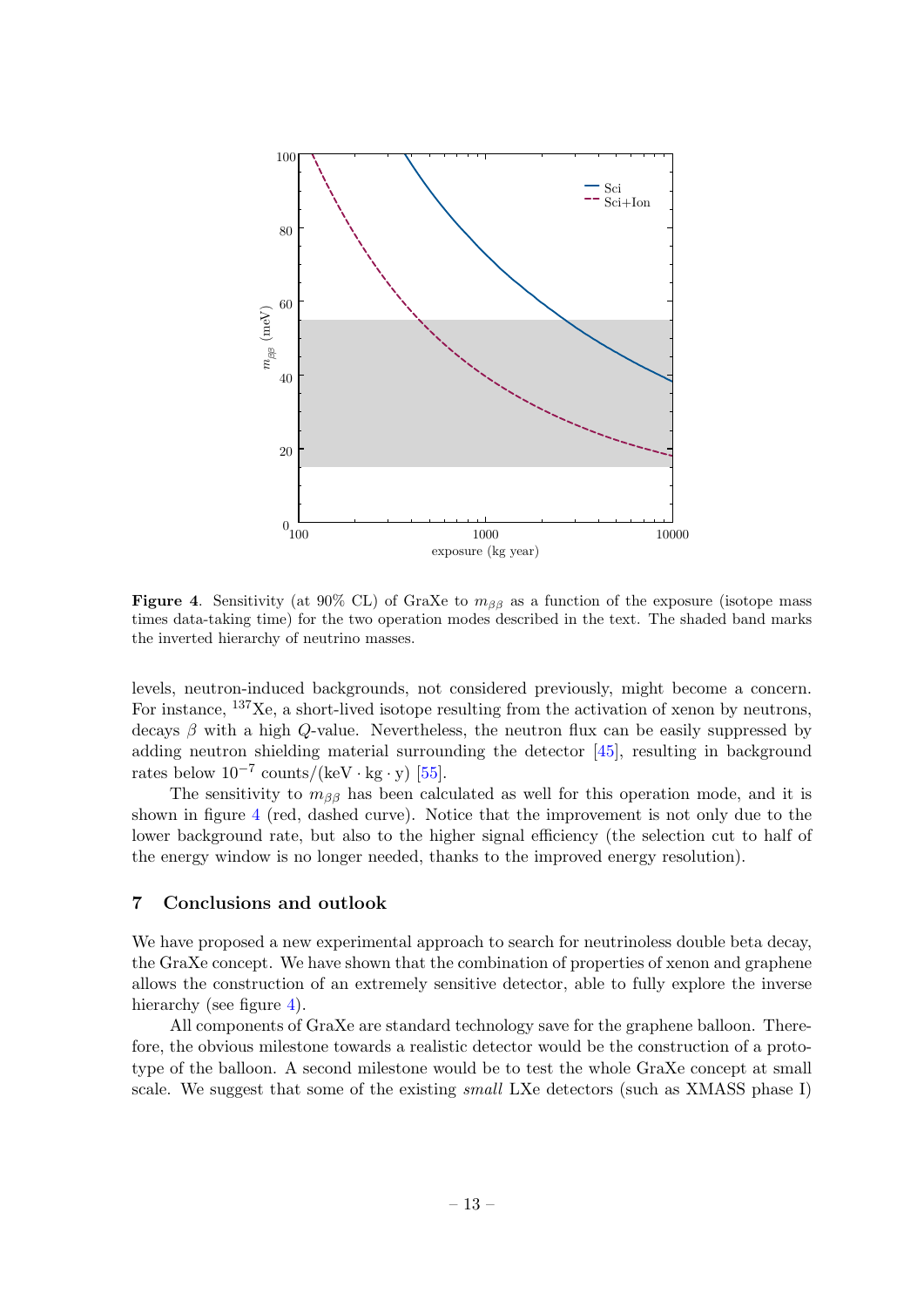**Figure 4**. Sensitivity (at 90% CL) of GraXe to $m_{\beta\beta}$ as a function of the exposure (isotope mass times data-taking time) for the two operation modes described in the text. The shaded band marks the inverted hierarchy of neutrino masses.

levels, neutron-induced backgrounds, not considered previously, might become a concern. For instance, $^{137}$Xe, a short-lived isotope resulting from the activation of xenon by neutrons, decays $\beta$ with a high $Q$-value. Nevertheless, the neutron flux can be easily suppressed by adding neutron shielding material surrounding the detector [45], resulting in background rates below $10^{-7}$ counts/(keV $\cdot$ kg $\cdot$ y) [55].

The sensitivity to $m_{\beta\beta}$ has been calculated as well for this operation mode, and it is shown in figure 4 (red, dashed curve). Notice that the improvement is not only due to the lower background rate, but also to the higher signal efficiency (the selection cut to half of the energy window is no longer needed, thanks to the improved energy resolution).

## 7 Conclusions and outlook

We have proposed a new experimental approach to search for neutrinoless double beta decay, the GraXe concept. We have shown that the combination of properties of xenon and graphene allows the construction of an extremely sensitive detector, able to fully explore the inverse hierarchy (see figure 4).

All components of GraXe are standard technology save for the graphene balloon. Therefore, the obvious milestone towards a realistic detector would be the construction of a prototype of the balloon. A second milestone would be to test the whole GraXe concept at small scale. We suggest that some of the existing *small* LXe detectors (such as XMASS phase I)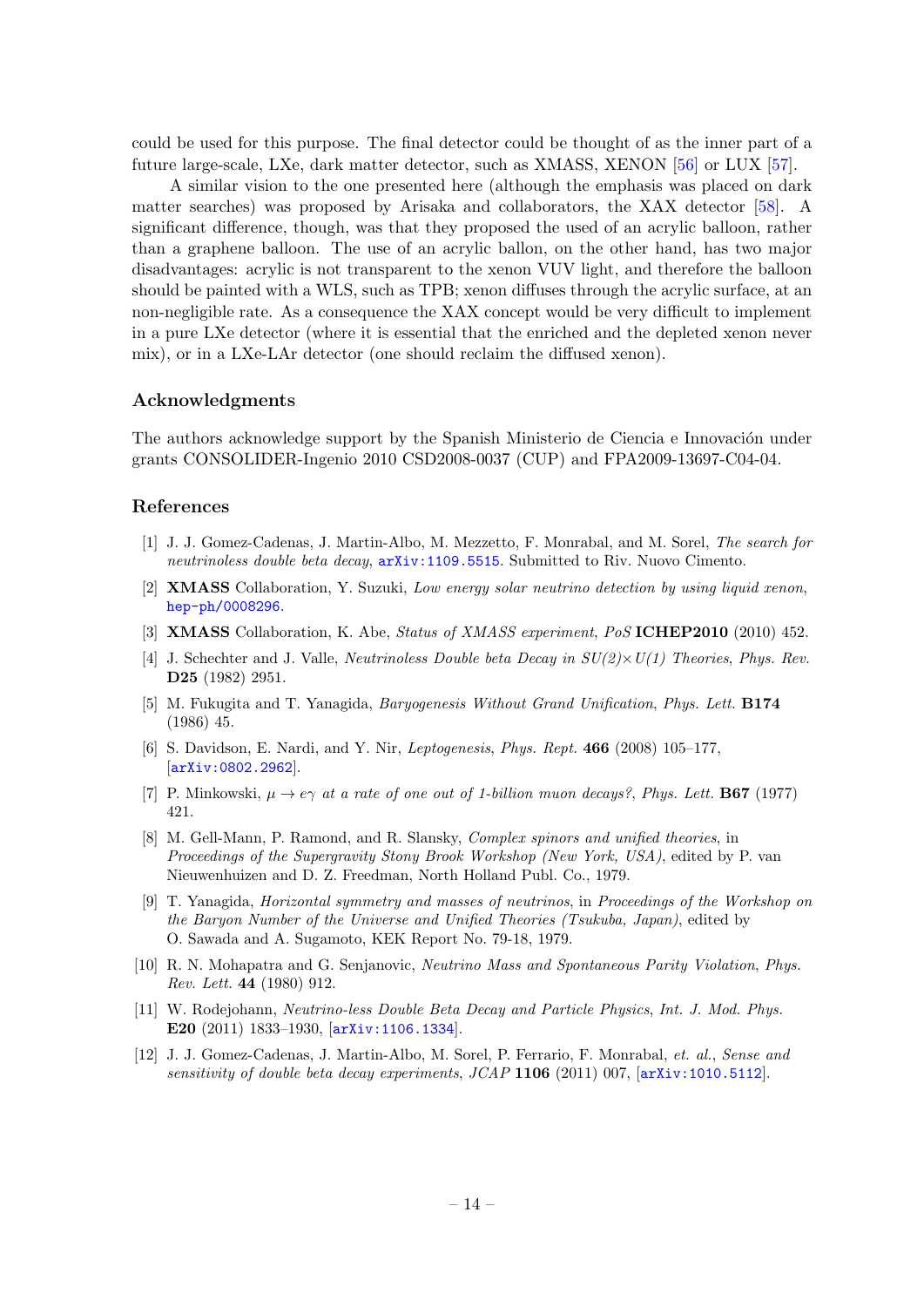could be used for this purpose. The final detector could be thought of as the inner part of a future large-scale, LXe, dark matter detector, such as XMASS, XENON [56] or LUX [57].

A similar vision to the one presented here (although the emphasis was placed on dark matter searches) was proposed by Arisaka and collaborators, the XAX detector [58]. A significant difference, though, was that they proposed the used of an acrylic balloon, rather than a graphene balloon. The use of an acrylic ballon, on the other hand, has two major disadvantages: acrylic is not transparent to the xenon VUV light, and therefore the balloon should be painted with a WLS, such as TPB; xenon diffuses through the acrylic surface, at an non-negligible rate. As a consequence the XAX concept would be very difficult to implement in a pure LXe detector (where it is essential that the enriched and the depleted xenon never mix), or in a LXe-LAr detector (one should reclaim the diffused xenon).

## Acknowledgments

The authors acknowledge support by the Spanish Ministerio de Ciencia e Innovación under grants CONSOLIDER-Ingenio 2010 CSD2008-0037 (CUP) and FPA2009-13697-C04-04.

## References

[1] J. J. Gomez-Cadenas, J. Martin-Albo, M. Mezzetto, F. Monrabal, and M. Sorel, *The search for neutrinoless double beta decay*, arXiv:1109.5515. Submitted to Riv. Nuovo Cimento.

[2] **XMASS** Collaboration, Y. Suzuki, *Low energy solar neutrino detection by using liquid xenon*, hep-ph/0008296.

[3] **XMASS** Collaboration, K. Abe, *Status of XMASS experiment*, *PoS* **ICHEP2010** (2010) 452.

[4] J. Schechter and J. Valle, *Neutrinoless Double beta Decay in SU(2)×U(1) Theories*, *Phys. Rev.* **D25** (1982) 2951.

[5] M. Fukugita and T. Yanagida, *Baryogenesis Without Grand Unification*, *Phys. Lett.* **B174** (1986) 45.

[6] S. Davidson, E. Nardi, and Y. Nir, *Leptogenesis*, *Phys. Rept.* **466** (2008) 105–177, [arXiv:0802.2962].

[7] P. Minkowski, *$\mu \to e\gamma$ at a rate of one out of 1-billion muon decays?*, *Phys. Lett.* **B67** (1977) 421.

[8] M. Gell-Mann, P. Ramond, and R. Slansky, *Complex spinors and unified theories*, in *Proceedings of the Supergravity Stony Brook Workshop (New York, USA)*, edited by P. van Nieuwenhuizen and D. Z. Freedman, North Holland Publ. Co., 1979.

[9] T. Yanagida, *Horizontal symmetry and masses of neutrinos*, in *Proceedings of the Workshop on the Baryon Number of the Universe and Unified Theories (Tsukuba, Japan)*, edited by O. Sawada and A. Sugamoto, KEK Report No. 79-18, 1979.

[10] R. N. Mohapatra and G. Senjanovic, *Neutrino Mass and Spontaneous Parity Violation*, *Phys. Rev. Lett.* **44** (1980) 912.

[11] W. Rodejohann, *Neutrino-less Double Beta Decay and Particle Physics*, *Int. J. Mod. Phys.* **E20** (2011) 1833–1930, [arXiv:1106.1334].

[12] J. J. Gomez-Cadenas, J. Martin-Albo, M. Sorel, P. Ferrario, F. Monrabal, *et. al.*, *Sense and sensitivity of double beta decay experiments*, *JCAP* **1106** (2011) 007, [arXiv:1010.5112].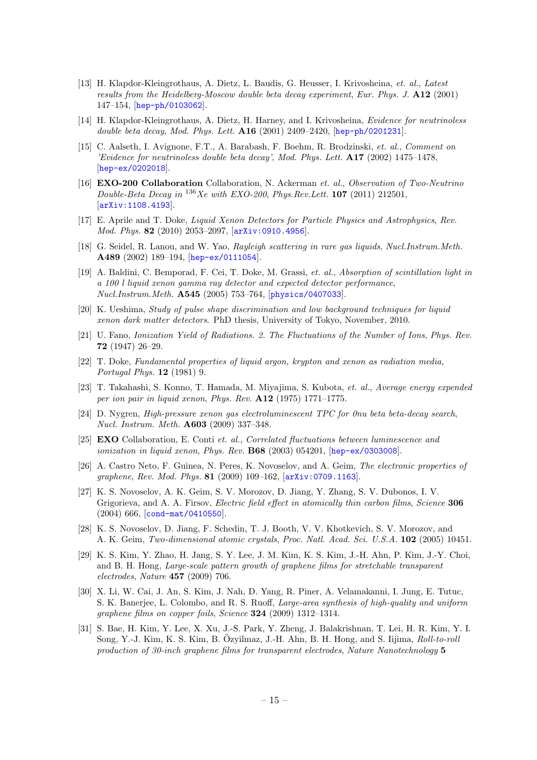[13] H. Klapdor-Kleingrothaus, A. Dietz, L. Baudis, G. Heusser, I. Krivosheina, *et. al.*, *Latest results from the Heidelberg-Moscow double beta decay experiment*, *Eur. Phys. J.* **A12** (2001) 147–154, [hep-ph/0103062].

[14] H. Klapdor-Kleingrothaus, A. Dietz, H. Harney, and I. Krivosheina, *Evidence for neutrinoless double beta decay*, *Mod. Phys. Lett.* **A16** (2001) 2409–2420, [hep-ph/0201231].

[15] C. Aalseth, I. Avignone, F.T., A. Barabash, F. Boehm, R. Brodzinski, *et. al.*, *Comment on 'Evidence for neutrinoless double beta decay'*, *Mod. Phys. Lett.* **A17** (2002) 1475–1478, [hep-ex/0202018].

[16] **EXO-200 Collaboration** Collaboration, N. Ackerman *et. al.*, *Observation of Two-Neutrino Double-Beta Decay in $^{136}$Xe with EXO-200*, *Phys.Rev.Lett.* **107** (2011) 212501, [arXiv:1108.4193].

[17] E. Aprile and T. Doke, *Liquid Xenon Detectors for Particle Physics and Astrophysics*, *Rev. Mod. Phys.* **82** (2010) 2053–2097, [arXiv:0910.4956].

[18] G. Seidel, R. Lanou, and W. Yao, *Rayleigh scattering in rare gas liquids*, *Nucl.Instrum.Meth.* **A489** (2002) 189–194, [hep-ex/0111054].

[19] A. Baldini, C. Bemporad, F. Cei, T. Doke, M. Grassi, *et. al.*, *Absorption of scintillation light in a 100 l liquid xenon gamma ray detector and expected detector performance*, *Nucl.Instrum.Meth.* **A545** (2005) 753–764, [physics/0407033].

[20] K. Ueshima, *Study of pulse shape discrimination and low background techniques for liquid xenon dark matter detectors*. PhD thesis, University of Tokyo, November, 2010.

[21] U. Fano, *Ionization Yield of Radiations. 2. The Fluctuations of the Number of Ions*, *Phys. Rev.* **72** (1947) 26–29.

[22] T. Doke, *Fundamental properties of liquid argon, krypton and xenon as radiation media*, *Portugal Phys.* **12** (1981) 9.

[23] T. Takahashi, S. Konno, T. Hamada, M. Miyajima, S. Kubota, *et. al.*, *Average energy expended per ion pair in liquid xenon*, *Phys. Rev.* **A12** (1975) 1771–1775.

[24] D. Nygren, *High-pressure xenon gas electroluminescent TPC for 0nu beta beta-decay search*, *Nucl. Instrum. Meth.* **A603** (2009) 337–348.

[25] **EXO** Collaboration, E. Conti *et. al.*, *Correlated fluctuations between luminescence and ionization in liquid xenon*, *Phys. Rev.* **B68** (2003) 054201, [hep-ex/0303008].

[26] A. Castro Neto, F. Guinea, N. Peres, K. Novoselov, and A. Geim, *The electronic properties of graphene*, *Rev. Mod. Phys.* **81** (2009) 109–162, [arXiv:0709.1163].

[27] K. S. Novoselov, A. K. Geim, S. V. Morozov, D. Jiang, Y. Zhang, S. V. Dubonos, I. V. Grigorieva, and A. A. Firsov, *Electric field effect in atomically thin carbon films*, *Science* **306** (2004) 666, [cond-mat/0410550].

[28] K. S. Novoselov, D. Jiang, F. Schedin, T. J. Booth, V. V. Khotkevich, S. V. Morozov, and A. K. Geim, *Two-dimensional atomic crystals*, *Proc. Natl. Acad. Sci. U.S.A.* **102** (2005) 10451.

[29] K. S. Kim, Y. Zhao, H. Jang, S. Y. Lee, J. M. Kim, K. S. Kim, J.-H. Ahn, P. Kim, J.-Y. Choi, and B. H. Hong, *Large-scale pattern growth of graphene films for stretchable transparent electrodes*, *Nature* **457** (2009) 706.

[30] X. Li, W. Cai, J. An, S. Kim, J. Nah, D. Yang, R. Piner, A. Velamakanni, I. Jung, E. Tutuc, S. K. Banerjee, L. Colombo, and R. S. Ruoff, *Large-area synthesis of high-quality and uniform graphene films on copper foils*, *Science* **324** (2009) 1312–1314.

[31] S. Bae, H. Kim, Y. Lee, X. Xu, J.-S. Park, Y. Zheng, J. Balakrishnan, T. Lei, H. R. Kim, Y. I. Song, Y.-J. Kim, K. S. Kim, B. Özyilmaz, J.-H. Ahn, B. H. Hong, and S. Iijima, *Roll-to-roll production of 30-inch graphene films for transparent electrodes*, *Nature Nanotechnology* **5**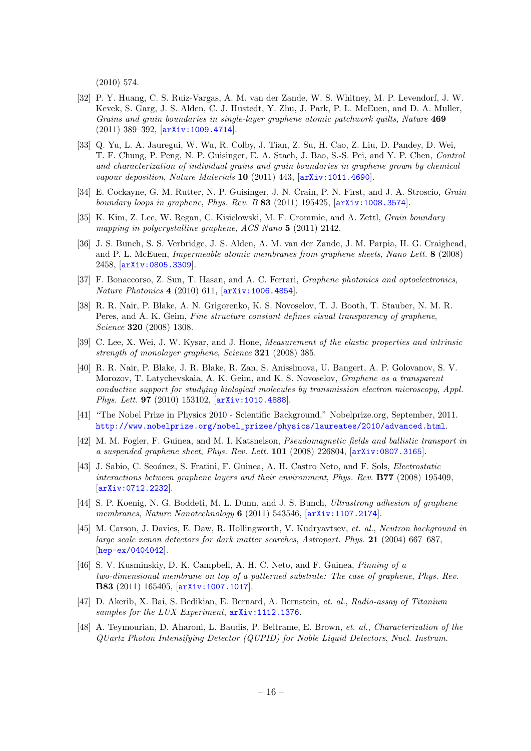(2010) 574.

[32] P. Y. Huang, C. S. Ruiz-Vargas, A. M. van der Zande, W. S. Whitney, M. P. Levendorf, J. W. Kevek, S. Garg, J. S. Alden, C. J. Hustedt, Y. Zhu, J. Park, P. L. McEuen, and D. A. Muller, *Grains and grain boundaries in single-layer graphene atomic patchwork quilts*, *Nature* **469** (2011) 389–392, [arXiv:1009.4714].

[33] Q. Yu, L. A. Jauregui, W. Wu, R. Colby, J. Tian, Z. Su, H. Cao, Z. Liu, D. Pandey, D. Wei, T. F. Chung, P. Peng, N. P. Guisinger, E. A. Stach, J. Bao, S.-S. Pei, and Y. P. Chen, *Control and characterization of individual grains and grain boundaries in graphene grown by chemical vapour deposition*, *Nature Materials* **10** (2011) 443, [arXiv:1011.4690].

[34] E. Cockayne, G. M. Rutter, N. P. Guisinger, J. N. Crain, P. N. First, and J. A. Stroscio, *Grain boundary loops in graphene*, *Phys. Rev. B* **83** (2011) 195425, [arXiv:1008.3574].

[35] K. Kim, Z. Lee, W. Regan, C. Kisielowski, M. F. Crommie, and A. Zettl, *Grain boundary mapping in polycrystalline graphene*, *ACS Nano* **5** (2011) 2142.

[36] J. S. Bunch, S. S. Verbridge, J. S. Alden, A. M. van der Zande, J. M. Parpia, H. G. Craighead, and P. L. McEuen, *Impermeable atomic membranes from graphene sheets*, *Nano Lett.* **8** (2008) 2458, [arXiv:0805.3309].

[37] F. Bonaccorso, Z. Sun, T. Hasan, and A. C. Ferrari, *Graphene photonics and optoelectronics*, *Nature Photonics* **4** (2010) 611, [arXiv:1006.4854].

[38] R. R. Nair, P. Blake, A. N. Grigorenko, K. S. Novoselov, T. J. Booth, T. Stauber, N. M. R. Peres, and A. K. Geim, *Fine structure constant defines visual transparency of graphene*, *Science* **320** (2008) 1308.

[39] C. Lee, X. Wei, J. W. Kysar, and J. Hone, *Measurement of the elastic properties and intrinsic strength of monolayer graphene*, *Science* **321** (2008) 385.

[40] R. R. Nair, P. Blake, J. R. Blake, R. Zan, S. Anissimova, U. Bangert, A. P. Golovanov, S. V. Morozov, T. Latychevskaia, A. K. Geim, and K. S. Novoselov, *Graphene as a transparent conductive support for studying biological molecules by transmission electron microscopy*, *Appl. Phys. Lett.* **97** (2010) 153102, [arXiv:1010.4888].

[41] "The Nobel Prize in Physics 2010 - Scientific Background." Nobelprize.org, September, 2011. http://www.nobelprize.org/nobel_prizes/physics/laureates/2010/advanced.html.

[42] M. M. Fogler, F. Guinea, and M. I. Katsnelson, *Pseudomagnetic fields and ballistic transport in a suspended graphene sheet*, *Phys. Rev. Lett.* **101** (2008) 226804, [arXiv:0807.3165].

[43] J. Sabio, C. Seoánez, S. Fratini, F. Guinea, A. H. Castro Neto, and F. Sols, *Electrostatic interactions between graphene layers and their environment*, *Phys. Rev.* **B77** (2008) 195409, [arXiv:0712.2232].

[44] S. P. Koenig, N. G. Boddeti, M. L. Dunn, and J. S. Bunch, *Ultrastrong adhesion of graphene membranes*, *Nature Nanotechnology* **6** (2011) 543546, [arXiv:1107.2174].

[45] M. Carson, J. Davies, E. Daw, R. Hollingworth, V. Kudryavtsev, *et. al.*, *Neutron background in large scale xenon detectors for dark matter searches*, *Astropart. Phys.* **21** (2004) 667–687, [hep-ex/0404042].

[46] S. V. Kusminskiy, D. K. Campbell, A. H. C. Neto, and F. Guinea, *Pinning of a two-dimensional membrane on top of a patterned substrate: The case of graphene*, *Phys. Rev.* **B83** (2011) 165405, [arXiv:1007.1017].

[47] D. Akerib, X. Bai, S. Bedikian, E. Bernard, A. Bernstein, *et. al.*, *Radio-assay of Titanium samples for the LUX Experiment*, arXiv:1112.1376.

[48] A. Teymourian, D. Aharoni, L. Baudis, P. Beltrame, E. Brown, *et. al.*, *Characterization of the QUartz Photon Intensifying Detector (QUPID) for Noble Liquid Detectors*, *Nucl. Instrum.*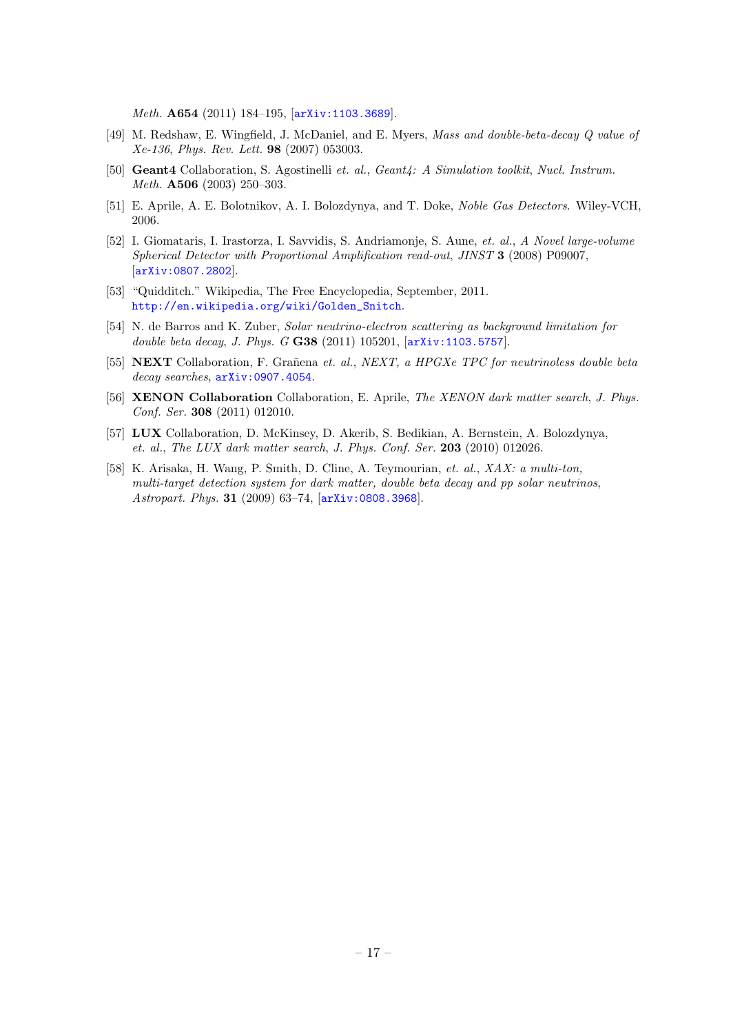*Meth.* **A654** (2011) 184–195, [arXiv:1103.3689].

[49] M. Redshaw, E. Wingfield, J. McDaniel, and E. Myers, *Mass and double-beta-decay Q value of Xe-136*, *Phys. Rev. Lett.* **98** (2007) 053003.

[50] **Geant4** Collaboration, S. Agostinelli *et. al.*, *Geant4: A Simulation toolkit*, *Nucl. Instrum. Meth.* **A506** (2003) 250–303.

[51] E. Aprile, A. E. Bolotnikov, A. I. Bolozdynya, and T. Doke, *Noble Gas Detectors*. Wiley-VCH, 2006.

[52] I. Giomataris, I. Irastorza, I. Savvidis, S. Andriamonje, S. Aune, *et. al.*, *A Novel large-volume Spherical Detector with Proportional Amplification read-out*, *JINST* **3** (2008) P09007, [arXiv:0807.2802].

[53] "Quidditch." Wikipedia, The Free Encyclopedia, September, 2011. http://en.wikipedia.org/wiki/Golden_Snitch.

[54] N. de Barros and K. Zuber, *Solar neutrino-electron scattering as background limitation for double beta decay*, *J. Phys. G* **G38** (2011) 105201, [arXiv:1103.5757].

[55] **NEXT** Collaboration, F. Grañena *et. al.*, *NEXT, a HPGXe TPC for neutrinoless double beta decay searches*, arXiv:0907.4054.

[56] **XENON Collaboration** Collaboration, E. Aprile, *The XENON dark matter search*, *J. Phys. Conf. Ser.* **308** (2011) 012010.

[57] **LUX** Collaboration, D. McKinsey, D. Akerib, S. Bedikian, A. Bernstein, A. Bolozdynya, *et. al.*, *The LUX dark matter search*, *J. Phys. Conf. Ser.* **203** (2010) 012026.

[58] K. Arisaka, H. Wang, P. Smith, D. Cline, A. Teymourian, *et. al.*, *XAX: a multi-ton, multi-target detection system for dark matter, double beta decay and pp solar neutrinos*, *Astropart. Phys.* **31** (2009) 63–74, [arXiv:0808.3968].